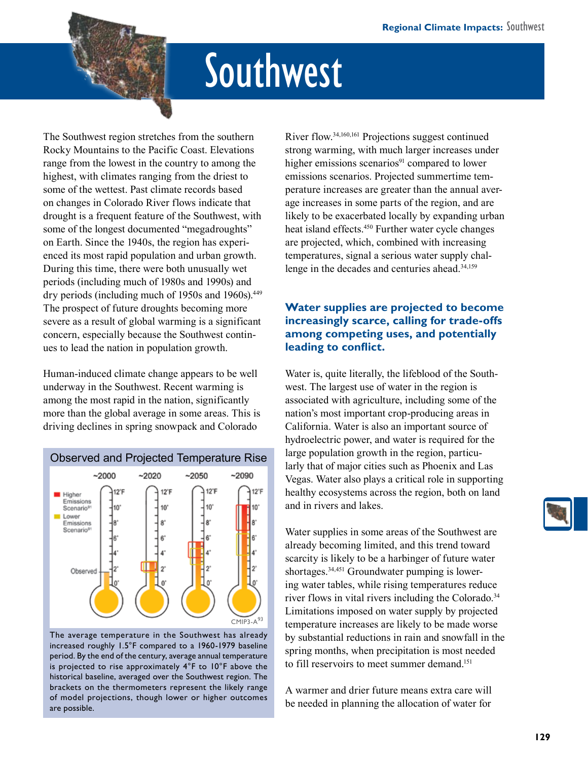# Southwest

The Southwest region stretches from the southern Rocky Mountains to the Pacific Coast. Elevations range from the lowest in the country to among the highest, with climates ranging from the driest to some of the wettest. Past climate records based on changes in Colorado River flows indicate that drought is a frequent feature of the Southwest, with some of the longest documented "megadroughts" on Earth. Since the 1940s, the region has experienced its most rapid population and urban growth. During this time, there were both unusually wet periods (including much of 1980s and 1990s) and dry periods (including much of 1950s and 1960s).[449] The prospect of future droughts becoming more severe as a result of global warming is a significant concern, especially because the Southwest continues to lead the nation in population growth.

Human-induced climate change appears to be well underway in the Southwest. Recent warming is among the most rapid in the nation, significantly more than the global average in some areas. This is driving declines in spring snowpack and Colorado River flow.[34,160,161] Projections suggest continued strong warming, with much larger increases under higher emissions scenarios[91] compared to lower emissions scenarios. Projected summertime temperature increases are greater than the annual average increases in some parts of the region, and are likely to be exacerbated locally by expanding urban heat island effects.[450] Further water cycle changes are projected, which, combined with increasing temperatures, signal a serious water supply challenge in the decades and centuries ahead.[34,159]

**Observed and Projected Temperature Rise**

The average temperature in the Southwest has already increased roughly 1.5°F compared to a 1960-1979 baseline period. By the end of the century, average annual temperature is projected to rise approximately 4°F to 10°F above the historical baseline, averaged over the Southwest region. The brackets on the thermometers represent the likely range of model projections, though lower or higher outcomes are possible.

## Water supplies are projected to become increasingly scarce, calling for trade-offs among competing uses, and potentially leading to conflict.

Water is, quite literally, the lifeblood of the Southwest. The largest use of water in the region is associated with agriculture, including some of the nation's most important crop-producing areas in California. Water is also an important source of hydroelectric power, and water is required for the large population growth in the region, particularly that of major cities such as Phoenix and Las Vegas. Water also plays a critical role in supporting healthy ecosystems across the region, both on land and in rivers and lakes.

Water supplies in some areas of the Southwest are already becoming limited, and this trend toward scarcity is likely to be a harbinger of future water shortages.[34,451] Groundwater pumping is lowering water tables, while rising temperatures reduce river flows in vital rivers including the Colorado.[34] Limitations imposed on water supply by projected temperature increases are likely to be made worse by substantial reductions in rain and snowfall in the spring months, when precipitation is most needed to fill reservoirs to meet summer demand.[151]

A warmer and drier future means extra care will be needed in planning the allocation of water for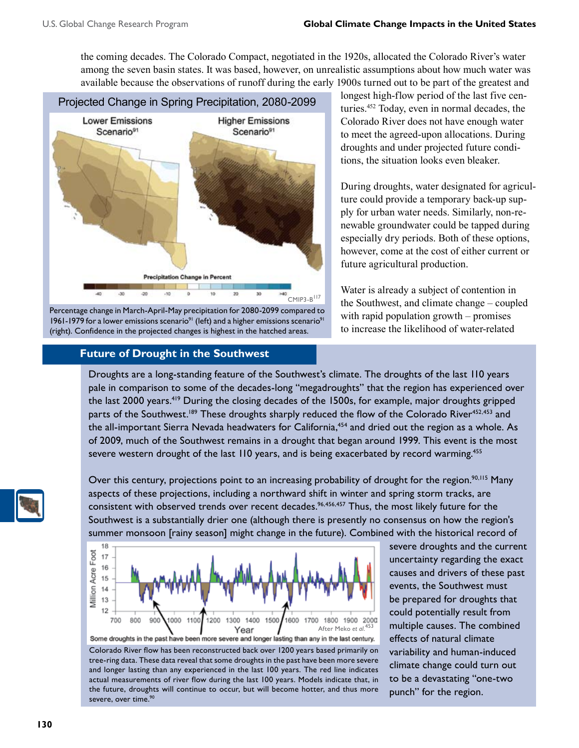the coming decades. The Colorado Compact, negotiated in the 1920s, allocated the Colorado River's water among the seven basin states. It was based, however, on unrealistic assumptions about how much water was available because the observations of runoff during the early 1900s turned out to be part of the greatest and longest high-flow period of the last five centuries.[452] Today, even in normal decades, the Colorado River does not have enough water to meet the agreed-upon allocations. During droughts and under projected future conditions, the situation looks even bleaker.

During droughts, water designated for agriculture could provide a temporary back-up supply for urban water needs. Similarly, non-renewable groundwater could be tapped during especially dry periods. Both of these options, however, come at the cost of either current or future agricultural production.

Water is already a subject of contention in the Southwest, and climate change – coupled with rapid population growth – promises to increase the likelihood of water-related

**Projected Change in Spring Precipitation, 2080-2099**

Percentage change in March-April-May precipitation for 2080-2099 compared to 1961-1979 for a lower emissions scenario[91] (left) and a higher emissions scenario[91] (right). Confidence in the projected changes is highest in the hatched areas.

## Future of Drought in the Southwest

Droughts are a long-standing feature of the Southwest's climate. The droughts of the last 110 years pale in comparison to some of the decades-long "megadroughts" that the region has experienced over the last 2000 years.[419] During the closing decades of the 1500s, for example, major droughts gripped parts of the Southwest.[189] These droughts sharply reduced the flow of the Colorado River[452,453] and the all-important Sierra Nevada headwaters for California,[454] and dried out the region as a whole. As of 2009, much of the Southwest remains in a drought that began around 1999. This event is the most severe western drought of the last 110 years, and is being exacerbated by record warming.[455]

Over this century, projections point to an increasing probability of drought for the region.[90,115] Many aspects of these projections, including a northward shift in winter and spring storm tracks, are consistent with observed trends over recent decades.[96,456,457] Thus, the most likely future for the Southwest is a substantially drier one (although there is presently no consensus on how the region's summer monsoon [rainy season] might change in the future). Combined with the historical record of severe droughts and the current uncertainty regarding the exact causes and drivers of these past events, the Southwest must be prepared for droughts that could potentially result from multiple causes. The combined effects of natural climate variability and human-induced climate change could turn out to be a devastating "one-two punch" for the region.

Some droughts in the past have been more severe and longer lasting than any in the last century.

Colorado River flow has been reconstructed back over 1200 years based primarily on tree-ring data. These data reveal that some droughts in the past have been more severe and longer lasting than any experienced in the last 100 years. The red line indicates actual measurements of river flow during the last 100 years. Models indicate that, in the future, droughts will continue to occur, but will become hotter, and thus more severe, over time.[90]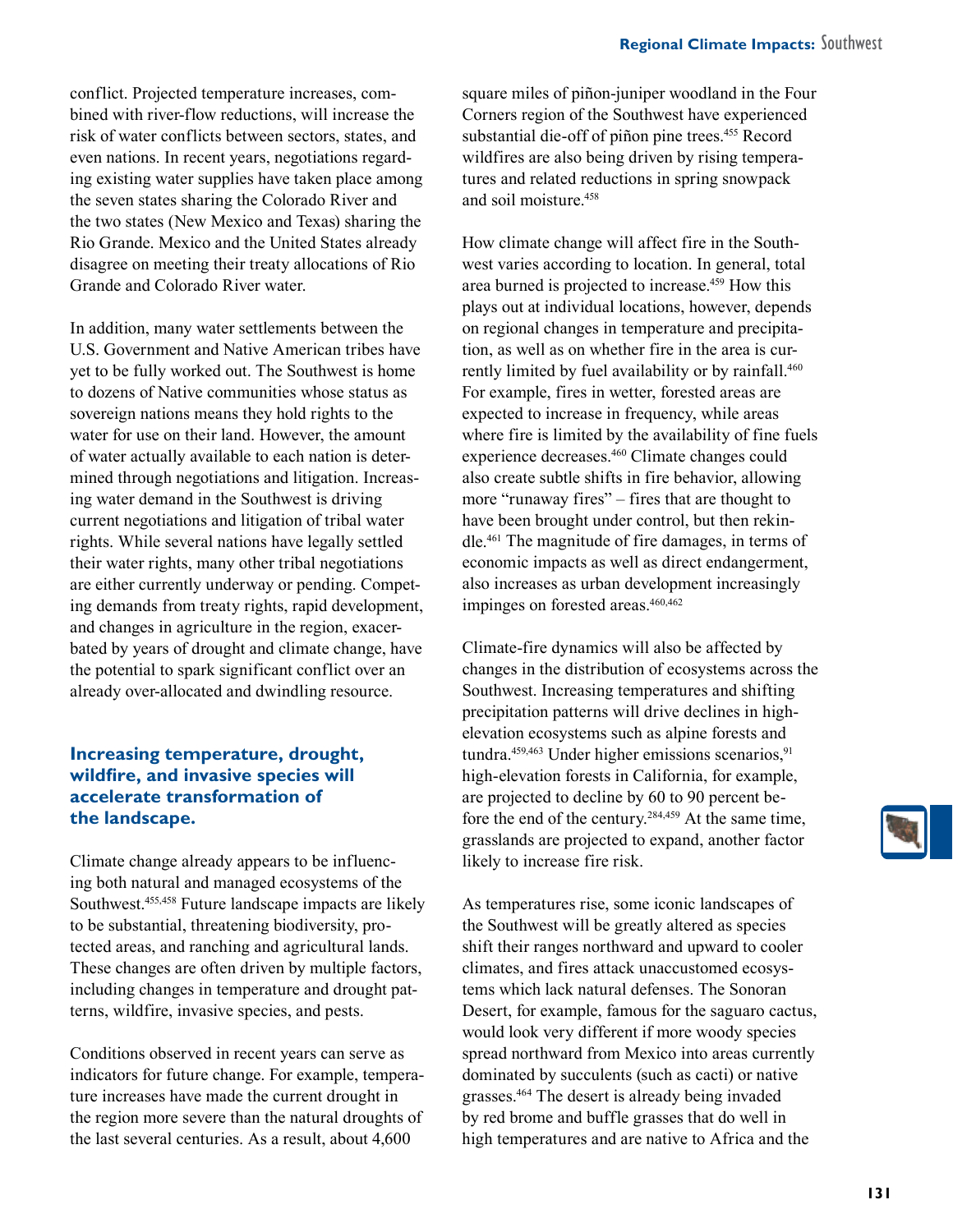conflict. Projected temperature increases, combined with river-flow reductions, will increase the risk of water conflicts between sectors, states, and even nations. In recent years, negotiations regarding existing water supplies have taken place among the seven states sharing the Colorado River and the two states (New Mexico and Texas) sharing the Rio Grande. Mexico and the United States already disagree on meeting their treaty allocations of Rio Grande and Colorado River water.

In addition, many water settlements between the U.S. Government and Native American tribes have yet to be fully worked out. The Southwest is home to dozens of Native communities whose status as sovereign nations means they hold rights to the water for use on their land. However, the amount of water actually available to each nation is determined through negotiations and litigation. Increasing water demand in the Southwest is driving current negotiations and litigation of tribal water rights. While several nations have legally settled their water rights, many other tribal negotiations are either currently underway or pending. Competing demands from treaty rights, rapid development, and changes in agriculture in the region, exacerbated by years of drought and climate change, have the potential to spark significant conflict over an already over-allocated and dwindling resource.

### Increasing temperature, drought, wildfire, and invasive species will accelerate transformation of the landscape.

Climate change already appears to be influencing both natural and managed ecosystems of the Southwest.[455,458] Future landscape impacts are likely to be substantial, threatening biodiversity, protected areas, and ranching and agricultural lands. These changes are often driven by multiple factors, including changes in temperature and drought patterns, wildfire, invasive species, and pests.

Conditions observed in recent years can serve as indicators for future change. For example, temperature increases have made the current drought in the region more severe than the natural droughts of the last several centuries. As a result, about 4,600 square miles of piñon-juniper woodland in the Four Corners region of the Southwest have experienced substantial die-off of piñon pine trees.[455] Record wildfires are also being driven by rising temperatures and related reductions in spring snowpack and soil moisture.[458]

How climate change will affect fire in the Southwest varies according to location. In general, total area burned is projected to increase.[459] How this plays out at individual locations, however, depends on regional changes in temperature and precipitation, as well as on whether fire in the area is currently limited by fuel availability or by rainfall.[460] For example, fires in wetter, forested areas are expected to increase in frequency, while areas where fire is limited by the availability of fine fuels experience decreases.[460] Climate changes could also create subtle shifts in fire behavior, allowing more "runaway fires" – fires that are thought to have been brought under control, but then rekindle.[461] The magnitude of fire damages, in terms of economic impacts as well as direct endangerment, also increases as urban development increasingly impinges on forested areas.[460,462]

Climate-fire dynamics will also be affected by changes in the distribution of ecosystems across the Southwest. Increasing temperatures and shifting precipitation patterns will drive declines in high-elevation ecosystems such as alpine forests and tundra.[459,463] Under higher emissions scenarios,[91] high-elevation forests in California, for example, are projected to decline by 60 to 90 percent before the end of the century.[284,459] At the same time, grasslands are projected to expand, another factor likely to increase fire risk.

As temperatures rise, some iconic landscapes of the Southwest will be greatly altered as species shift their ranges northward and upward to cooler climates, and fires attack unaccustomed ecosystems which lack natural defenses. The Sonoran Desert, for example, famous for the saguaro cactus, would look very different if more woody species spread northward from Mexico into areas currently dominated by succulents (such as cacti) or native grasses.[464] The desert is already being invaded by red brome and buffle grasses that do well in high temperatures and are native to Africa and the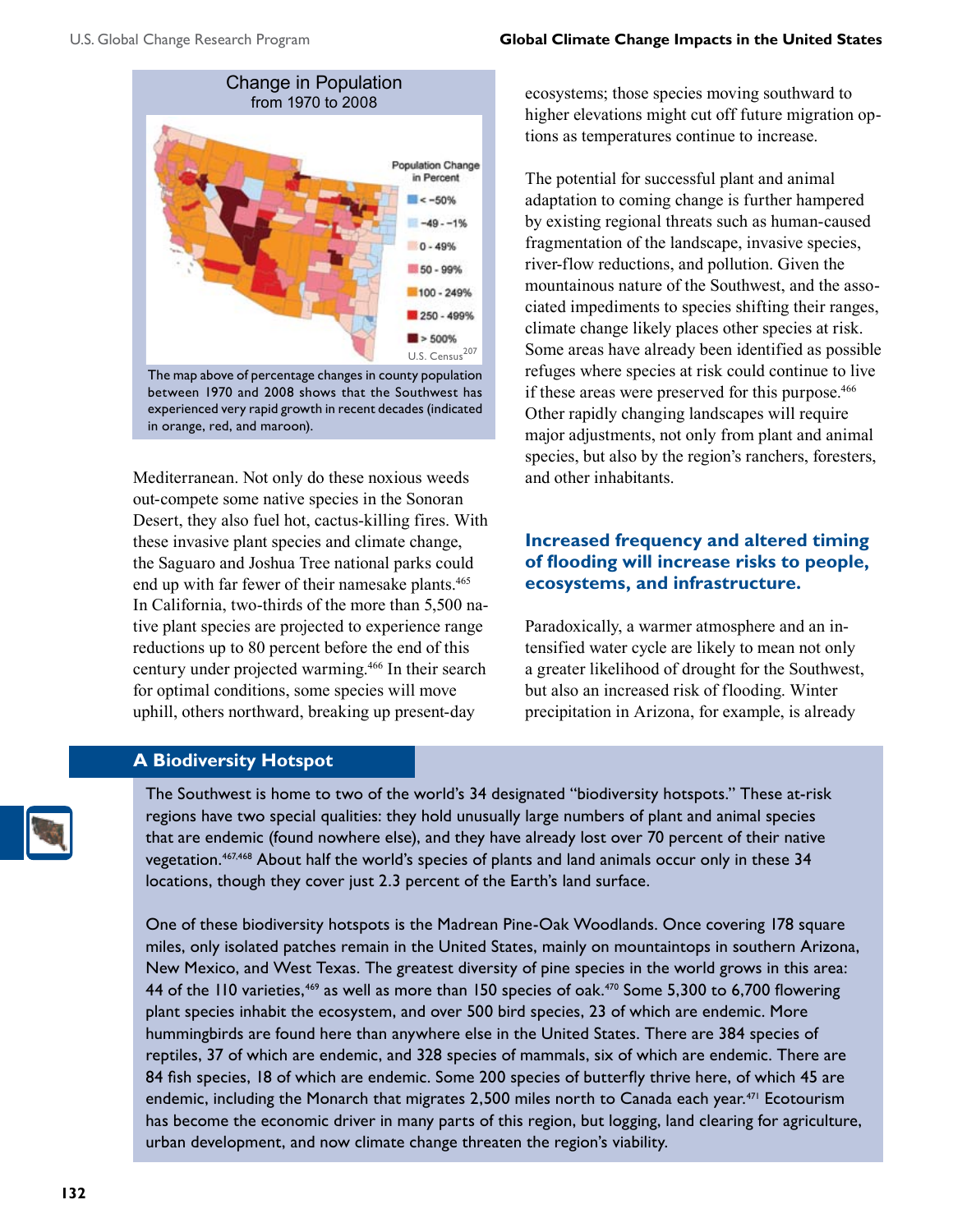Change in Population from 1970 to 2008

Population Change in Percent
- < −50%
- −49 - −1%
- 0 - 49%
- 50 - 99%
- 100 - 249%
- 250 - 499%
- > 500%

U.S. Census[207]

The map above of percentage changes in county population between 1970 and 2008 shows that the Southwest has experienced very rapid growth in recent decades (indicated in orange, red, and maroon).

Mediterranean. Not only do these noxious weeds out-compete some native species in the Sonoran Desert, they also fuel hot, cactus-killing fires. With these invasive plant species and climate change, the Saguaro and Joshua Tree national parks could end up with far fewer of their namesake plants.[465] In California, two-thirds of the more than 5,500 native plant species are projected to experience range reductions up to 80 percent before the end of this century under projected warming.[466] In their search for optimal conditions, some species will move uphill, others northward, breaking up present-day ecosystems; those species moving southward to higher elevations might cut off future migration options as temperatures continue to increase.

The potential for successful plant and animal adaptation to coming change is further hampered by existing regional threats such as human-caused fragmentation of the landscape, invasive species, river-flow reductions, and pollution. Given the mountainous nature of the Southwest, and the associated impediments to species shifting their ranges, climate change likely places other species at risk. Some areas have already been identified as possible refuges where species at risk could continue to live if these areas were preserved for this purpose.[466] Other rapidly changing landscapes will require major adjustments, not only from plant and animal species, but also by the region's ranchers, foresters, and other inhabitants.

## Increased frequency and altered timing of flooding will increase risks to people, ecosystems, and infrastructure.

Paradoxically, a warmer atmosphere and an intensified water cycle are likely to mean not only a greater likelihood of drought for the Southwest, but also an increased risk of flooding. Winter precipitation in Arizona, for example, is already

### A Biodiversity Hotspot

The Southwest is home to two of the world's 34 designated "biodiversity hotspots." These at-risk regions have two special qualities: they hold unusually large numbers of plant and animal species that are endemic (found nowhere else), and they have already lost over 70 percent of their native vegetation.[467,468] About half the world's species of plants and land animals occur only in these 34 locations, though they cover just 2.3 percent of the Earth's land surface.

One of these biodiversity hotspots is the Madrean Pine-Oak Woodlands. Once covering 178 square miles, only isolated patches remain in the United States, mainly on mountaintops in southern Arizona, New Mexico, and West Texas. The greatest diversity of pine species in the world grows in this area: 44 of the 110 varieties,[469] as well as more than 150 species of oak.[470] Some 5,300 to 6,700 flowering plant species inhabit the ecosystem, and over 500 bird species, 23 of which are endemic. More hummingbirds are found here than anywhere else in the United States. There are 384 species of reptiles, 37 of which are endemic, and 328 species of mammals, six of which are endemic. There are 84 fish species, 18 of which are endemic. Some 200 species of butterfly thrive here, of which 45 are endemic, including the Monarch that migrates 2,500 miles north to Canada each year.[471] Ecotourism has become the economic driver in many parts of this region, but logging, land clearing for agriculture, urban development, and now climate change threaten the region's viability.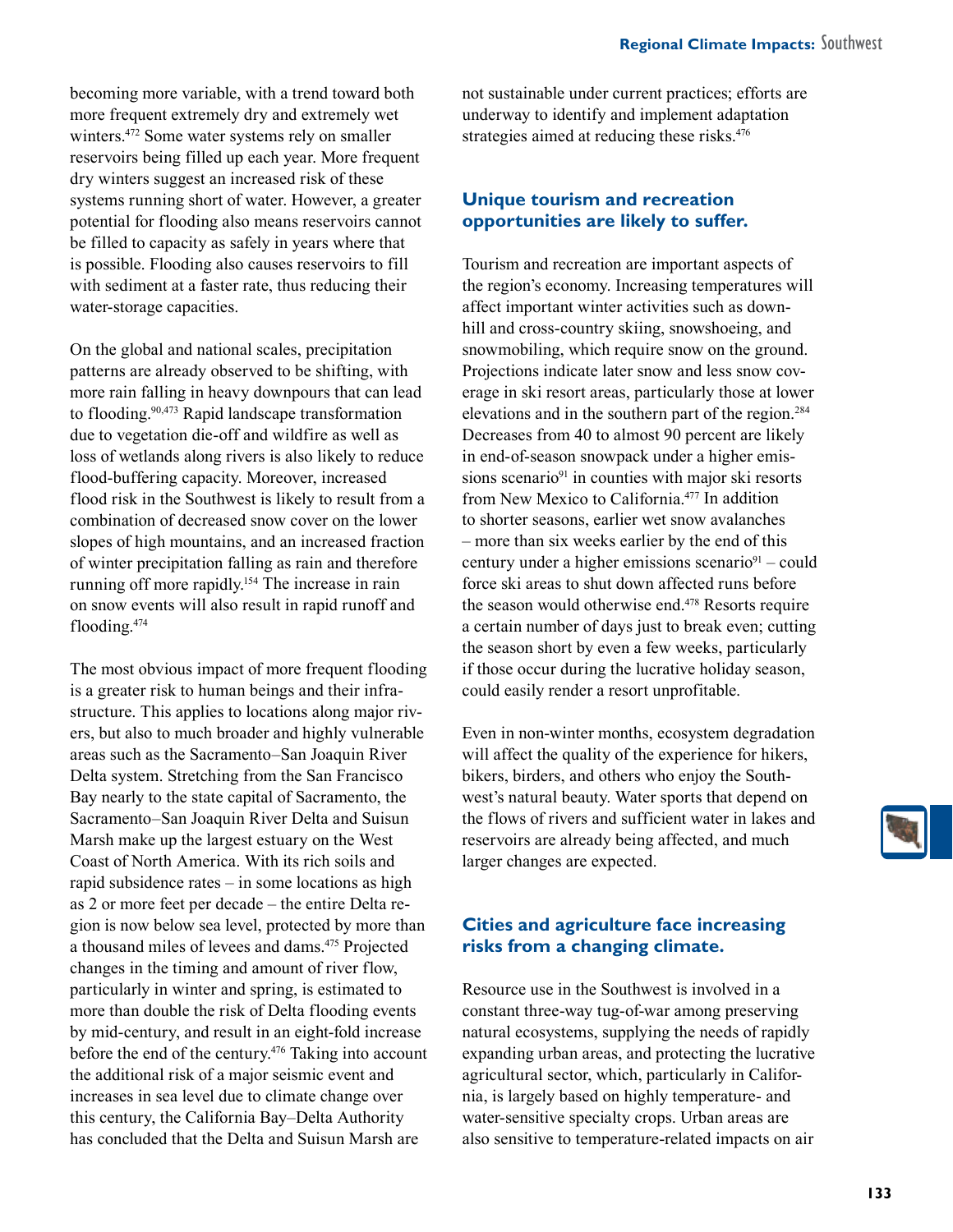becoming more variable, with a trend toward both more frequent extremely dry and extremely wet winters.[472] Some water systems rely on smaller reservoirs being filled up each year. More frequent dry winters suggest an increased risk of these systems running short of water. However, a greater potential for flooding also means reservoirs cannot be filled to capacity as safely in years where that is possible. Flooding also causes reservoirs to fill with sediment at a faster rate, thus reducing their water-storage capacities.

On the global and national scales, precipitation patterns are already observed to be shifting, with more rain falling in heavy downpours that can lead to flooding.[90,473] Rapid landscape transformation due to vegetation die-off and wildfire as well as loss of wetlands along rivers is also likely to reduce flood-buffering capacity. Moreover, increased flood risk in the Southwest is likely to result from a combination of decreased snow cover on the lower slopes of high mountains, and an increased fraction of winter precipitation falling as rain and therefore running off more rapidly.[154] The increase in rain on snow events will also result in rapid runoff and flooding.[474]

The most obvious impact of more frequent flooding is a greater risk to human beings and their infrastructure. This applies to locations along major rivers, but also to much broader and highly vulnerable areas such as the Sacramento–San Joaquin River Delta system. Stretching from the San Francisco Bay nearly to the state capital of Sacramento, the Sacramento–San Joaquin River Delta and Suisun Marsh make up the largest estuary on the West Coast of North America. With its rich soils and rapid subsidence rates – in some locations as high as 2 or more feet per decade – the entire Delta region is now below sea level, protected by more than a thousand miles of levees and dams.[475] Projected changes in the timing and amount of river flow, particularly in winter and spring, is estimated to more than double the risk of Delta flooding events by mid-century, and result in an eight-fold increase before the end of the century.[476] Taking into account the additional risk of a major seismic event and increases in sea level due to climate change over this century, the California Bay–Delta Authority has concluded that the Delta and Suisun Marsh are not sustainable under current practices; efforts are underway to identify and implement adaptation strategies aimed at reducing these risks.[476]

### Unique tourism and recreation opportunities are likely to suffer.

Tourism and recreation are important aspects of the region's economy. Increasing temperatures will affect important winter activities such as downhill and cross-country skiing, snowshoeing, and snowmobiling, which require snow on the ground. Projections indicate later snow and less snow coverage in ski resort areas, particularly those at lower elevations and in the southern part of the region.[284] Decreases from 40 to almost 90 percent are likely in end-of-season snowpack under a higher emissions scenario[91] in counties with major ski resorts from New Mexico to California.[477] In addition to shorter seasons, earlier wet snow avalanches – more than six weeks earlier by the end of this century under a higher emissions scenario[91] – could force ski areas to shut down affected runs before the season would otherwise end.[478] Resorts require a certain number of days just to break even; cutting the season short by even a few weeks, particularly if those occur during the lucrative holiday season, could easily render a resort unprofitable.

Even in non-winter months, ecosystem degradation will affect the quality of the experience for hikers, bikers, birders, and others who enjoy the Southwest's natural beauty. Water sports that depend on the flows of rivers and sufficient water in lakes and reservoirs are already being affected, and much larger changes are expected.

### Cities and agriculture face increasing risks from a changing climate.

Resource use in the Southwest is involved in a constant three-way tug-of-war among preserving natural ecosystems, supplying the needs of rapidly expanding urban areas, and protecting the lucrative agricultural sector, which, particularly in California, is largely based on highly temperature- and water-sensitive specialty crops. Urban areas are also sensitive to temperature-related impacts on air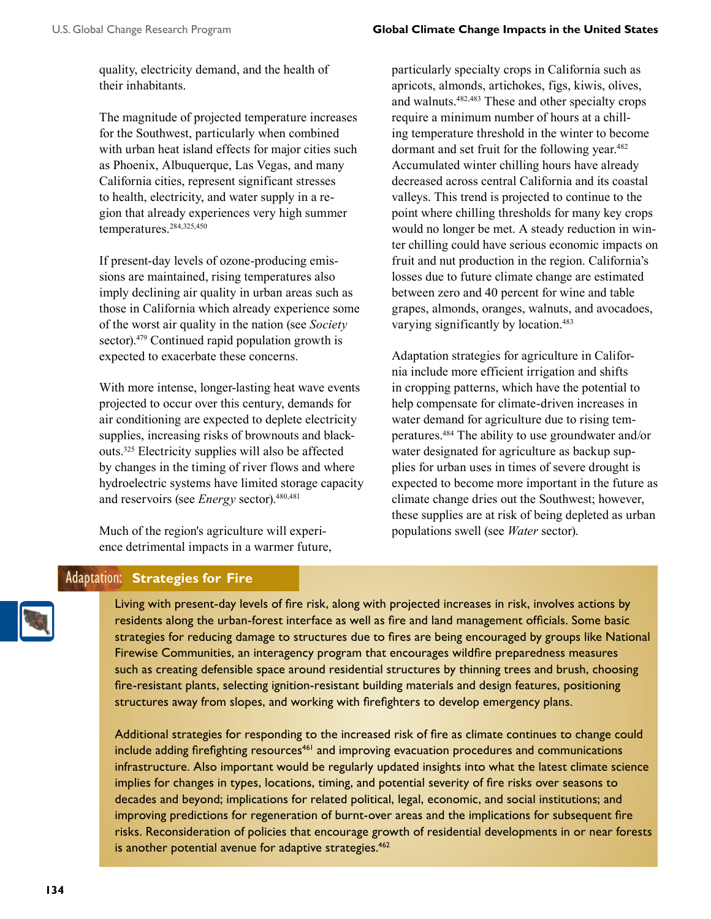quality, electricity demand, and the health of their inhabitants.

The magnitude of projected temperature increases for the Southwest, particularly when combined with urban heat island effects for major cities such as Phoenix, Albuquerque, Las Vegas, and many California cities, represent significant stresses to health, electricity, and water supply in a region that already experiences very high summer temperatures.[284,325,450]

If present-day levels of ozone-producing emissions are maintained, rising temperatures also imply declining air quality in urban areas such as those in California which already experience some of the worst air quality in the nation (see *Society* sector).[479] Continued rapid population growth is expected to exacerbate these concerns.

With more intense, longer-lasting heat wave events projected to occur over this century, demands for air conditioning are expected to deplete electricity supplies, increasing risks of brownouts and blackouts.[325] Electricity supplies will also be affected by changes in the timing of river flows and where hydroelectric systems have limited storage capacity and reservoirs (see *Energy* sector).[480,481]

Much of the region's agriculture will experience detrimental impacts in a warmer future, particularly specialty crops in California such as apricots, almonds, artichokes, figs, kiwis, olives, and walnuts.[482,483] These and other specialty crops require a minimum number of hours at a chilling temperature threshold in the winter to become dormant and set fruit for the following year.[482] Accumulated winter chilling hours have already decreased across central California and its coastal valleys. This trend is projected to continue to the point where chilling thresholds for many key crops would no longer be met. A steady reduction in winter chilling could have serious economic impacts on fruit and nut production in the region. California's losses due to future climate change are estimated between zero and 40 percent for wine and table grapes, almonds, oranges, walnuts, and avocadoes, varying significantly by location.[483]

Adaptation strategies for agriculture in California include more efficient irrigation and shifts in cropping patterns, which have the potential to help compensate for climate-driven increases in water demand for agriculture due to rising temperatures.[484] The ability to use groundwater and/or water designated for agriculture as backup supplies for urban uses in times of severe drought is expected to become more important in the future as climate change dries out the Southwest; however, these supplies are at risk of being depleted as urban populations swell (see *Water* sector).

## Adaptation: Strategies for Fire

Living with present-day levels of fire risk, along with projected increases in risk, involves actions by residents along the urban-forest interface as well as fire and land management officials. Some basic strategies for reducing damage to structures due to fires are being encouraged by groups like National Firewise Communities, an interagency program that encourages wildfire preparedness measures such as creating defensible space around residential structures by thinning trees and brush, choosing fire-resistant plants, selecting ignition-resistant building materials and design features, positioning structures away from slopes, and working with firefighters to develop emergency plans.

Additional strategies for responding to the increased risk of fire as climate continues to change could include adding firefighting resources[461] and improving evacuation procedures and communications infrastructure. Also important would be regularly updated insights into what the latest climate science implies for changes in types, locations, timing, and potential severity of fire risks over seasons to decades and beyond; implications for related political, legal, economic, and social institutions; and improving predictions for regeneration of burnt-over areas and the implications for subsequent fire risks. Reconsideration of policies that encourage growth of residential developments in or near forests is another potential avenue for adaptive strategies.[462]